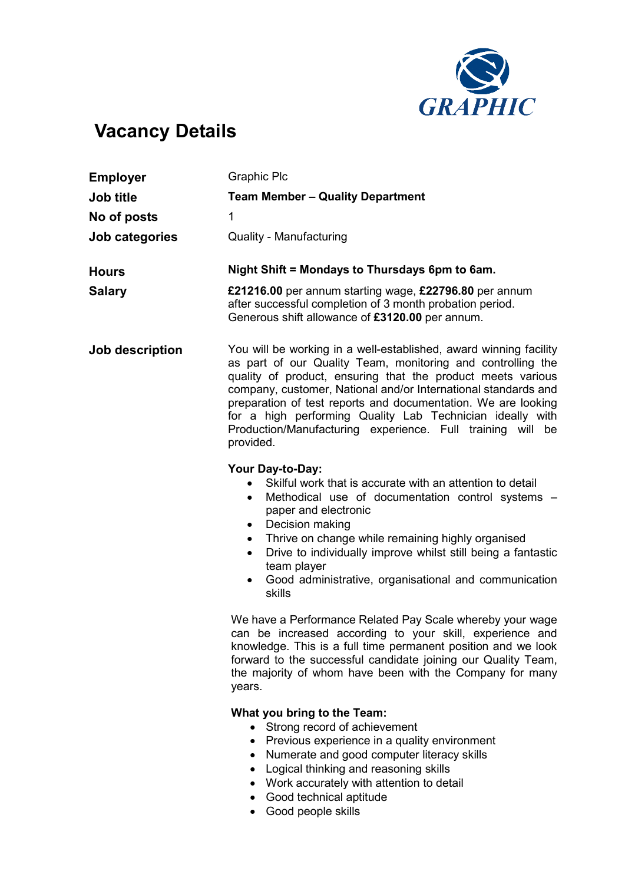GRAPHIC

# Vacancy Details

| | |
|---|---|
| **Employer** | Graphic Plc |
| **Job title** | **Team Member – Quality Department** |
| **No of posts** | 1 |
| **Job categories** | Quality - Manufacturing |
| **Hours** | **Night Shift = Mondays to Thursdays 6pm to 6am.** |
| **Salary** | **£21216.00** per annum starting wage, **£22796.80** per annum after successful completion of 3 month probation period. Generous shift allowance of **£3120.00** per annum. |

**Job description**

You will be working in a well-established, award winning facility as part of our Quality Team, monitoring and controlling the quality of product, ensuring that the product meets various company, customer, National and/or International standards and preparation of test reports and documentation. We are looking for a high performing Quality Lab Technician ideally with Production/Manufacturing experience. Full training will be provided.

**Your Day-to-Day:**

- Skilful work that is accurate with an attention to detail
- Methodical use of documentation control systems – paper and electronic
- Decision making
- Thrive on change while remaining highly organised
- Drive to individually improve whilst still being a fantastic team player
- Good administrative, organisational and communication skills

We have a Performance Related Pay Scale whereby your wage can be increased according to your skill, experience and knowledge. This is a full time permanent position and we look forward to the successful candidate joining our Quality Team, the majority of whom have been with the Company for many years.

**What you bring to the Team:**

- Strong record of achievement
- Previous experience in a quality environment
- Numerate and good computer literacy skills
- Logical thinking and reasoning skills
- Work accurately with attention to detail
- Good technical aptitude
- Good people skills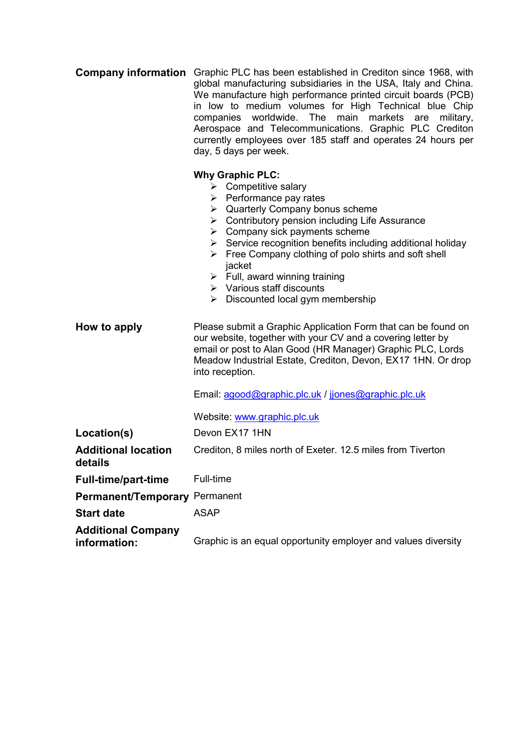**Company information**

Graphic PLC has been established in Crediton since 1968, with global manufacturing subsidiaries in the USA, Italy and China. We manufacture high performance printed circuit boards (PCB) in low to medium volumes for High Technical blue Chip companies worldwide. The main markets are military, Aerospace and Telecommunications. Graphic PLC Crediton currently employees over 185 staff and operates 24 hours per day, 5 days per week.

**Why Graphic PLC:**

- Competitive salary
- Performance pay rates
- Quarterly Company bonus scheme
- Contributory pension including Life Assurance
- Company sick payments scheme
- Service recognition benefits including additional holiday
- Free Company clothing of polo shirts and soft shell jacket
- Full, award winning training
- Various staff discounts
- Discounted local gym membership

**How to apply**

Please submit a Graphic Application Form that can be found on our website, together with your CV and a covering letter by email or post to Alan Good (HR Manager) Graphic PLC, Lords Meadow Industrial Estate, Crediton, Devon, EX17 1HN. Or drop into reception.

Email: agood@graphic.plc.uk / jjones@graphic.plc.uk

Website: www.graphic.plc.uk

| | |
|---|---|
| **Location(s)** | Devon EX17 1HN |
| **Additional location details** | Crediton, 8 miles north of Exeter. 12.5 miles from Tiverton |
| **Full-time/part-time** | Full-time |
| **Permanent/Temporary** | Permanent |
| **Start date** | ASAP |
| **Additional Company information:** | Graphic is an equal opportunity employer and values diversity |